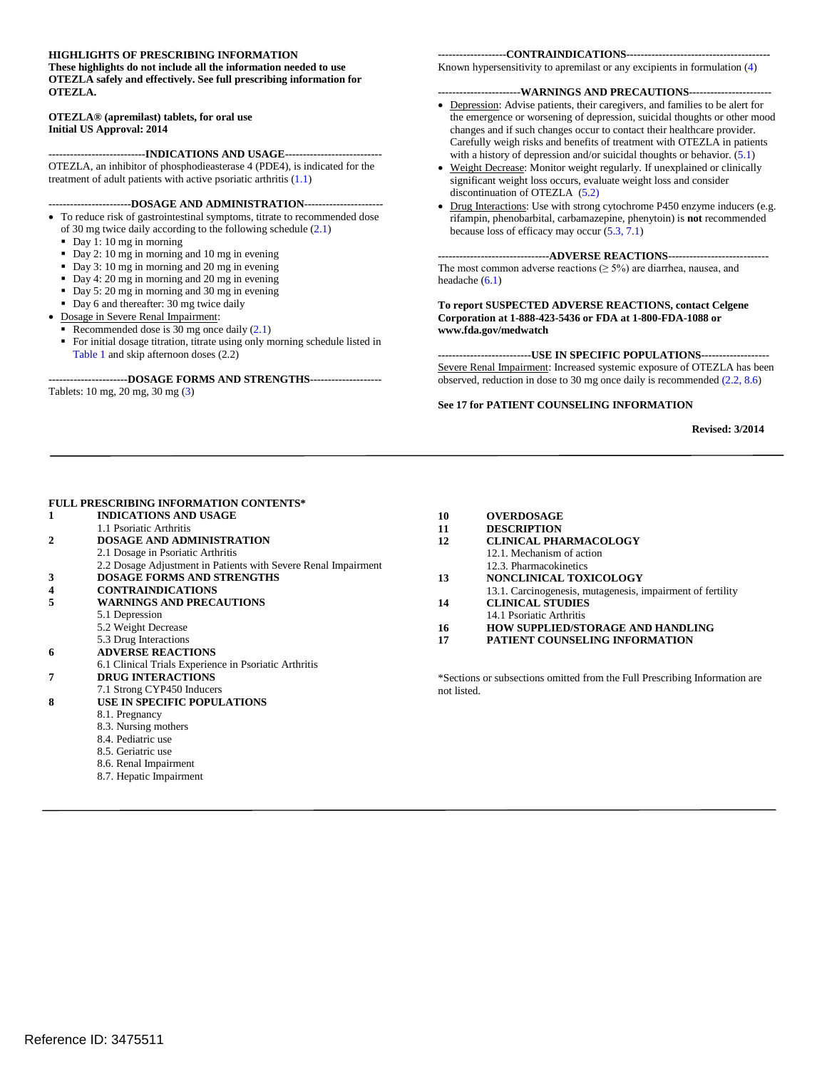**HIGHLIGHTS OF PRESCRIBING INFORMATION**
**These highlights do not include all the information needed to use OTEZLA safely and effectively. See full prescribing information for OTEZLA.**

**OTEZLA® (apremilast) tablets, for oral use**
**Initial US Approval: 2014**

**---------------------------INDICATIONS AND USAGE---------------------------**

OTEZLA, an inhibitor of phosphodieasterase 4 (PDE4), is indicated for the treatment of adult patients with active psoriatic arthritis (1.1)

**----------------------DOSAGE AND ADMINISTRATION----------------------**

- To reduce risk of gastrointestinal symptoms, titrate to recommended dose of 30 mg twice daily according to the following schedule (2.1)
  - Day 1: 10 mg in morning
  - Day 2: 10 mg in morning and 10 mg in evening
  - Day 3: 10 mg in morning and 20 mg in evening
  - Day 4: 20 mg in morning and 20 mg in evening
  - Day 5: 20 mg in morning and 30 mg in evening
  - Day 6 and thereafter: 30 mg twice daily
- Dosage in Severe Renal Impairment:
  - Recommended dose is 30 mg once daily (2.1)
  - For initial dosage titration, titrate using only morning schedule listed in Table 1 and skip afternoon doses (2.2)

**----------------------DOSAGE FORMS AND STRENGTHS--------------------**

Tablets: 10 mg, 20 mg, 30 mg (3)

**-------------------CONTRAINDICATIONS---------------------------------------**

Known hypersensitivity to apremilast or any excipients in formulation (4)

**-----------------------WARNINGS AND PRECAUTIONS-----------------------**

- Depression: Advise patients, their caregivers, and families to be alert for the emergence or worsening of depression, suicidal thoughts or other mood changes and if such changes occur to contact their healthcare provider. Carefully weigh risks and benefits of treatment with OTEZLA in patients with a history of depression and/or suicidal thoughts or behavior. (5.1)
- Weight Decrease: Monitor weight regularly. If unexplained or clinically significant weight loss occurs, evaluate weight loss and consider discontinuation of OTEZLA (5.2)
- Drug Interactions: Use with strong cytochrome P450 enzyme inducers (e.g. rifampin, phenobarbital, carbamazepine, phenytoin) is **not** recommended because loss of efficacy may occur (5.3, 7.1)

**-------------------------------ADVERSE REACTIONS----------------------------**

The most common adverse reactions (≥ 5%) are diarrhea, nausea, and headache (6.1)

**To report SUSPECTED ADVERSE REACTIONS, contact Celgene Corporation at 1-888-423-5436 or FDA at 1-800-FDA-1088 or www.fda.gov/medwatch**

**--------------------------USE IN SPECIFIC POPULATIONS-------------------**

Severe Renal Impairment: Increased systemic exposure of OTEZLA has been observed, reduction in dose to 30 mg once daily is recommended (2.2, 8.6)

**See 17 for PATIENT COUNSELING INFORMATION**

**Revised: 3/2014**

---

**FULL PRESCRIBING INFORMATION CONTENTS***

**1 INDICATIONS AND USAGE**
- 1.1 Psoriatic Arthritis

**2 DOSAGE AND ADMINISTRATION**
- 2.1 Dosage in Psoriatic Arthritis
- 2.2 Dosage Adjustment in Patients with Severe Renal Impairment

**3 DOSAGE FORMS AND STRENGTHS**

**4 CONTRAINDICATIONS**

**5 WARNINGS AND PRECAUTIONS**
- 5.1 Depression
- 5.2 Weight Decrease
- 5.3 Drug Interactions

**6 ADVERSE REACTIONS**
- 6.1 Clinical Trials Experience in Psoriatic Arthritis

**7 DRUG INTERACTIONS**
- 7.1 Strong CYP450 Inducers

**8 USE IN SPECIFIC POPULATIONS**
- 8.1. Pregnancy
- 8.3. Nursing mothers
- 8.4. Pediatric use
- 8.5. Geriatric use
- 8.6. Renal Impairment
- 8.7. Hepatic Impairment

**10 OVERDOSAGE**

**11 DESCRIPTION**

**12 CLINICAL PHARMACOLOGY**
- 12.1. Mechanism of action
- 12.3. Pharmacokinetics

**13 NONCLINICAL TOXICOLOGY**
- 13.1. Carcinogenesis, mutagenesis, impairment of fertility

**14 CLINICAL STUDIES**
- 14.1 Psoriatic Arthritis

**16 HOW SUPPLIED/STORAGE AND HANDLING**

**17 PATIENT COUNSELING INFORMATION**

*Sections or subsections omitted from the Full Prescribing Information are not listed.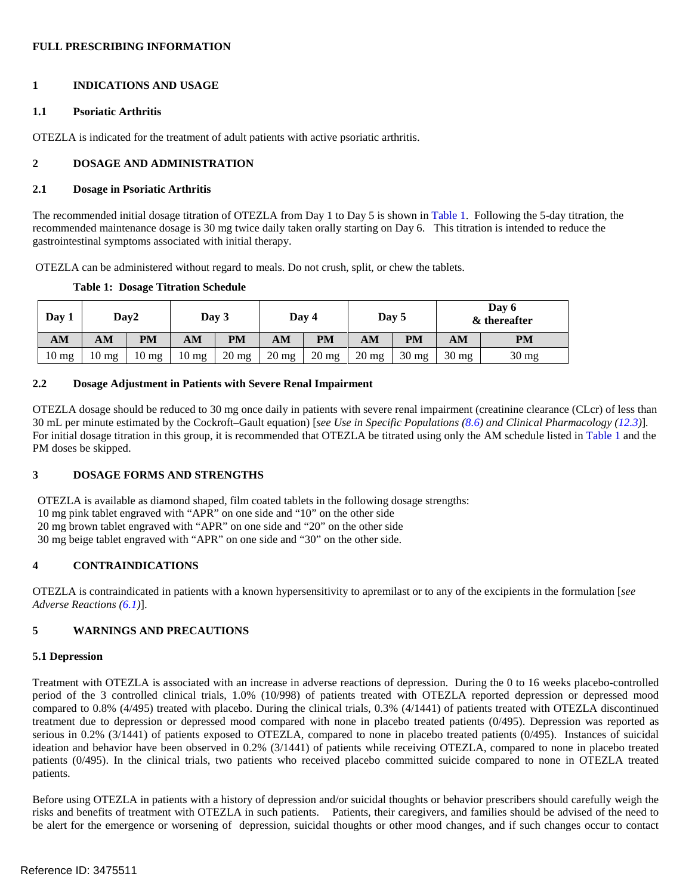# FULL PRESCRIBING INFORMATION

## 1 INDICATIONS AND USAGE

### 1.1 Psoriatic Arthritis

OTEZLA is indicated for the treatment of adult patients with active psoriatic arthritis.

## 2 DOSAGE AND ADMINISTRATION

### 2.1 Dosage in Psoriatic Arthritis

The recommended initial dosage titration of OTEZLA from Day 1 to Day 5 is shown in Table 1. Following the 5-day titration, the recommended maintenance dosage is 30 mg twice daily taken orally starting on Day 6. This titration is intended to reduce the gastrointestinal symptoms associated with initial therapy.

OTEZLA can be administered without regard to meals. Do not crush, split, or chew the tablets.

**Table 1: Dosage Titration Schedule**

| Day 1 | Day2 | | Day 3 | | Day 4 | | Day 5 | | Day 6 & thereafter | |
|---|---|---|---|---|---|---|---|---|---|---|
| AM | AM | PM | AM | PM | AM | PM | AM | PM | AM | PM |
| 10 mg | 10 mg | 10 mg | 10 mg | 20 mg | 20 mg | 20 mg | 20 mg | 30 mg | 30 mg | 30 mg |

### 2.2 Dosage Adjustment in Patients with Severe Renal Impairment

OTEZLA dosage should be reduced to 30 mg once daily in patients with severe renal impairment (creatinine clearance (CLcr) of less than 30 mL per minute estimated by the Cockroft–Gault equation) [*see Use in Specific Populations (8.6) and Clinical Pharmacology (12.3)*]. For initial dosage titration in this group, it is recommended that OTEZLA be titrated using only the AM schedule listed in Table 1 and the PM doses be skipped.

## 3 DOSAGE FORMS AND STRENGTHS

OTEZLA is available as diamond shaped, film coated tablets in the following dosage strengths:
10 mg pink tablet engraved with "APR" on one side and "10" on the other side
20 mg brown tablet engraved with "APR" on one side and "20" on the other side
30 mg beige tablet engraved with "APR" on one side and "30" on the other side.

## 4 CONTRAINDICATIONS

OTEZLA is contraindicated in patients with a known hypersensitivity to apremilast or to any of the excipients in the formulation [*see Adverse Reactions (6.1)*].

## 5 WARNINGS AND PRECAUTIONS

### 5.1 Depression

Treatment with OTEZLA is associated with an increase in adverse reactions of depression. During the 0 to 16 weeks placebo-controlled period of the 3 controlled clinical trials, 1.0% (10/998) of patients treated with OTEZLA reported depression or depressed mood compared to 0.8% (4/495) treated with placebo. During the clinical trials, 0.3% (4/1441) of patients treated with OTEZLA discontinued treatment due to depression or depressed mood compared with none in placebo treated patients (0/495). Depression was reported as serious in 0.2% (3/1441) of patients exposed to OTEZLA, compared to none in placebo treated patients (0/495). Instances of suicidal ideation and behavior have been observed in 0.2% (3/1441) of patients while receiving OTEZLA, compared to none in placebo treated patients (0/495). In the clinical trials, two patients who received placebo committed suicide compared to none in OTEZLA treated patients.

Before using OTEZLA in patients with a history of depression and/or suicidal thoughts or behavior prescribers should carefully weigh the risks and benefits of treatment with OTEZLA in such patients. Patients, their caregivers, and families should be advised of the need to be alert for the emergence or worsening of depression, suicidal thoughts or other mood changes, and if such changes occur to contact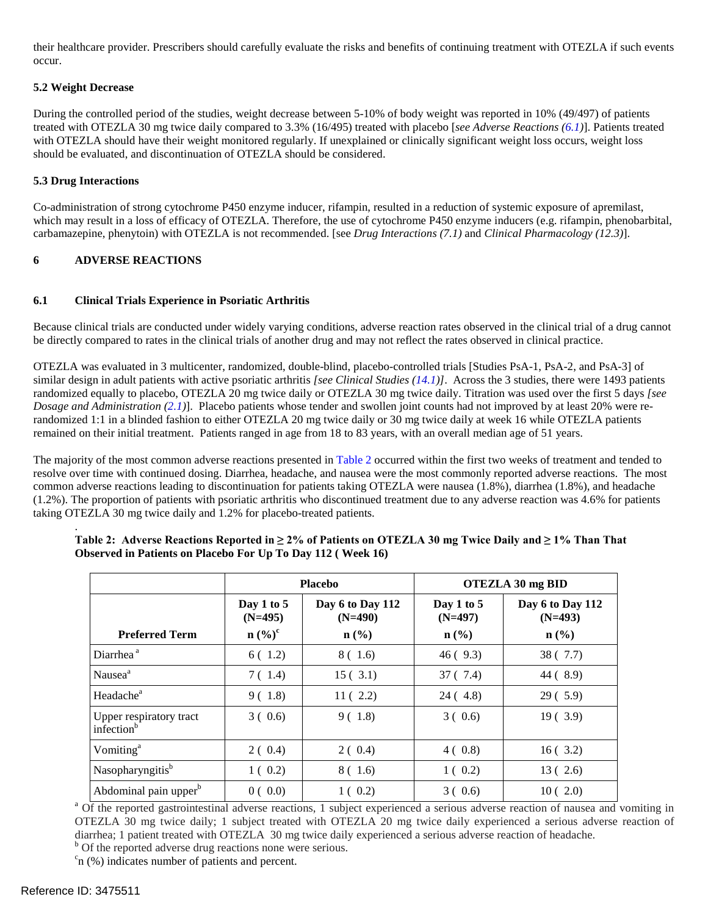their healthcare provider. Prescribers should carefully evaluate the risks and benefits of continuing treatment with OTEZLA if such events occur.

### 5.2 Weight Decrease

During the controlled period of the studies, weight decrease between 5-10% of body weight was reported in 10% (49/497) of patients treated with OTEZLA 30 mg twice daily compared to 3.3% (16/495) treated with placebo [*see Adverse Reactions (6.1)*]. Patients treated with OTEZLA should have their weight monitored regularly. If unexplained or clinically significant weight loss occurs, weight loss should be evaluated, and discontinuation of OTEZLA should be considered.

### 5.3 Drug Interactions

Co-administration of strong cytochrome P450 enzyme inducer, rifampin, resulted in a reduction of systemic exposure of apremilast, which may result in a loss of efficacy of OTEZLA. Therefore, the use of cytochrome P450 enzyme inducers (e.g. rifampin, phenobarbital, carbamazepine, phenytoin) with OTEZLA is not recommended. [see *Drug Interactions (7.1)* and *Clinical Pharmacology (12.3)*].

## 6 ADVERSE REACTIONS

### 6.1 Clinical Trials Experience in Psoriatic Arthritis

Because clinical trials are conducted under widely varying conditions, adverse reaction rates observed in the clinical trial of a drug cannot be directly compared to rates in the clinical trials of another drug and may not reflect the rates observed in clinical practice.

OTEZLA was evaluated in 3 multicenter, randomized, double-blind, placebo-controlled trials [Studies PsA-1, PsA-2, and PsA-3] of similar design in adult patients with active psoriatic arthritis *[see Clinical Studies (14.1)]*. Across the 3 studies, there were 1493 patients randomized equally to placebo, OTEZLA 20 mg twice daily or OTEZLA 30 mg twice daily. Titration was used over the first 5 days *[see Dosage and Administration (2.1)*]. Placebo patients whose tender and swollen joint counts had not improved by at least 20% were re-randomized 1:1 in a blinded fashion to either OTEZLA 20 mg twice daily or 30 mg twice daily at week 16 while OTEZLA patients remained on their initial treatment. Patients ranged in age from 18 to 83 years, with an overall median age of 51 years.

The majority of the most common adverse reactions presented in Table 2 occurred within the first two weeks of treatment and tended to resolve over time with continued dosing. Diarrhea, headache, and nausea were the most commonly reported adverse reactions. The most common adverse reactions leading to discontinuation for patients taking OTEZLA were nausea (1.8%), diarrhea (1.8%), and headache (1.2%). The proportion of patients with psoriatic arthritis who discontinued treatment due to any adverse reaction was 4.6% for patients taking OTEZLA 30 mg twice daily and 1.2% for placebo-treated patients.

**Table 2: Adverse Reactions Reported in ≥ 2% of Patients on OTEZLA 30 mg Twice Daily and ≥ 1% Than That Observed in Patients on Placebo For Up To Day 112 ( Week 16)**

| | Placebo | | OTEZLA 30 mg BID | |
|---|---|---|---|---|
| **Preferred Term** | **Day 1 to 5 (N=495) n (%)[c]** | **Day 6 to Day 112 (N=490) n (%)** | **Day 1 to 5 (N=497) n (%)** | **Day 6 to Day 112 (N=493) n (%)** |
| Diarrhea [a] | 6 ( 1.2) | 8 ( 1.6) | 46 ( 9.3) | 38 ( 7.7) |
| Nausea[a] | 7 ( 1.4) | 15 ( 3.1) | 37 ( 7.4) | 44 ( 8.9) |
| Headache[a] | 9 ( 1.8) | 11 ( 2.2) | 24 ( 4.8) | 29 ( 5.9) |
| Upper respiratory tract infection[b] | 3 ( 0.6) | 9 ( 1.8) | 3 ( 0.6) | 19 ( 3.9) |
| Vomiting[a] | 2 ( 0.4) | 2 ( 0.4) | 4 ( 0.8) | 16 ( 3.2) |
| Nasopharyngitis[b] | 1 ( 0.2) | 8 ( 1.6) | 1 ( 0.2) | 13 ( 2.6) |
| Abdominal pain upper[b] | 0 ( 0.0) | 1 ( 0.2) | 3 ( 0.6) | 10 ( 2.0) |

[a] Of the reported gastrointestinal adverse reactions, 1 subject experienced a serious adverse reaction of nausea and vomiting in OTEZLA 30 mg twice daily; 1 subject treated with OTEZLA 20 mg twice daily experienced a serious adverse reaction of diarrhea; 1 patient treated with OTEZLA 30 mg twice daily experienced a serious adverse reaction of headache.

[b] Of the reported adverse drug reactions none were serious.

[c] n (%) indicates number of patients and percent.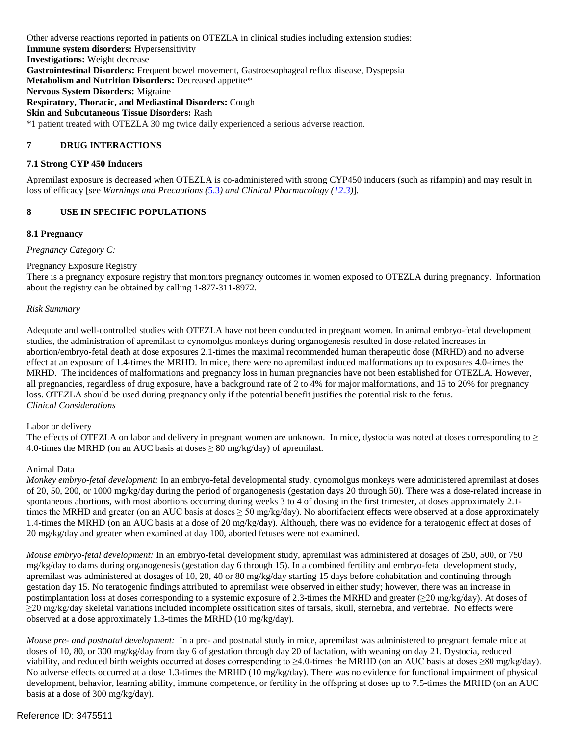Other adverse reactions reported in patients on OTEZLA in clinical studies including extension studies:
**Immune system disorders:** Hypersensitivity
**Investigations:** Weight decrease
**Gastrointestinal Disorders:** Frequent bowel movement, Gastroesophageal reflux disease, Dyspepsia
**Metabolism and Nutrition Disorders:** Decreased appetite*
**Nervous System Disorders:** Migraine
**Respiratory, Thoracic, and Mediastinal Disorders:** Cough
**Skin and Subcutaneous Tissue Disorders:** Rash
*1 patient treated with OTEZLA 30 mg twice daily experienced a serious adverse reaction.

## 7 DRUG INTERACTIONS

### 7.1 Strong CYP 450 Inducers

Apremilast exposure is decreased when OTEZLA is co-administered with strong CYP450 inducers (such as rifampin) and may result in loss of efficacy [see *Warnings and Precautions (*5.3*) and Clinical Pharmacology (12.3)*].

## 8 USE IN SPECIFIC POPULATIONS

### 8.1 Pregnancy

*Pregnancy Category C:*

Pregnancy Exposure Registry
There is a pregnancy exposure registry that monitors pregnancy outcomes in women exposed to OTEZLA during pregnancy. Information about the registry can be obtained by calling 1-877-311-8972.

*Risk Summary*

Adequate and well-controlled studies with OTEZLA have not been conducted in pregnant women. In animal embryo-fetal development studies, the administration of apremilast to cynomolgus monkeys during organogenesis resulted in dose-related increases in abortion/embryo-fetal death at dose exposures 2.1-times the maximal recommended human therapeutic dose (MRHD) and no adverse effect at an exposure of 1.4-times the MRHD. In mice, there were no apremilast induced malformations up to exposures 4.0-times the MRHD. The incidences of malformations and pregnancy loss in human pregnancies have not been established for OTEZLA. However, all pregnancies, regardless of drug exposure, have a background rate of 2 to 4% for major malformations, and 15 to 20% for pregnancy loss. OTEZLA should be used during pregnancy only if the potential benefit justifies the potential risk to the fetus.
*Clinical Considerations*

Labor or delivery
The effects of OTEZLA on labor and delivery in pregnant women are unknown. In mice, dystocia was noted at doses corresponding to ≥ 4.0-times the MRHD (on an AUC basis at doses ≥ 80 mg/kg/day) of apremilast.

Animal Data
*Monkey embryo-fetal development:* In an embryo-fetal developmental study, cynomolgus monkeys were administered apremilast at doses of 20, 50, 200, or 1000 mg/kg/day during the period of organogenesis (gestation days 20 through 50). There was a dose-related increase in spontaneous abortions, with most abortions occurring during weeks 3 to 4 of dosing in the first trimester, at doses approximately 2.1-times the MRHD and greater (on an AUC basis at doses ≥ 50 mg/kg/day). No abortifacient effects were observed at a dose approximately 1.4-times the MRHD (on an AUC basis at a dose of 20 mg/kg/day). Although, there was no evidence for a teratogenic effect at doses of 20 mg/kg/day and greater when examined at day 100, aborted fetuses were not examined.

*Mouse embryo-fetal development:* In an embryo-fetal development study, apremilast was administered at dosages of 250, 500, or 750 mg/kg/day to dams during organogenesis (gestation day 6 through 15). In a combined fertility and embryo-fetal development study, apremilast was administered at dosages of 10, 20, 40 or 80 mg/kg/day starting 15 days before cohabitation and continuing through gestation day 15. No teratogenic findings attributed to apremilast were observed in either study; however, there was an increase in postimplantation loss at doses corresponding to a systemic exposure of 2.3-times the MRHD and greater (≥20 mg/kg/day). At doses of ≥20 mg/kg/day skeletal variations included incomplete ossification sites of tarsals, skull, sternebra, and vertebrae. No effects were observed at a dose approximately 1.3-times the MRHD (10 mg/kg/day).

*Mouse pre- and postnatal development:* In a pre- and postnatal study in mice, apremilast was administered to pregnant female mice at doses of 10, 80, or 300 mg/kg/day from day 6 of gestation through day 20 of lactation, with weaning on day 21. Dystocia, reduced viability, and reduced birth weights occurred at doses corresponding to ≥4.0-times the MRHD (on an AUC basis at doses ≥80 mg/kg/day). No adverse effects occurred at a dose 1.3-times the MRHD (10 mg/kg/day). There was no evidence for functional impairment of physical development, behavior, learning ability, immune competence, or fertility in the offspring at doses up to 7.5-times the MRHD (on an AUC basis at a dose of 300 mg/kg/day).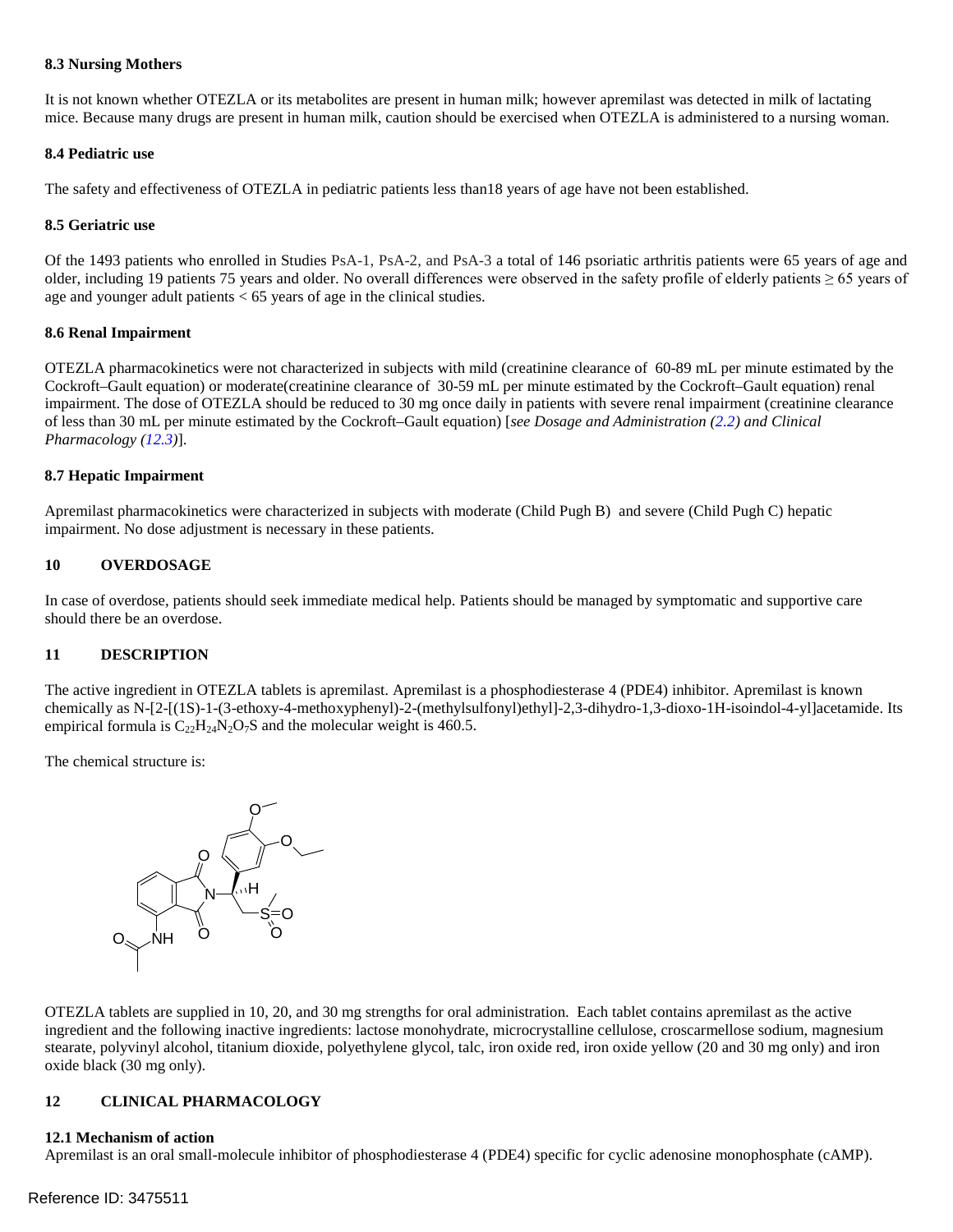### 8.3 Nursing Mothers

It is not known whether OTEZLA or its metabolites are present in human milk; however apremilast was detected in milk of lactating mice. Because many drugs are present in human milk, caution should be exercised when OTEZLA is administered to a nursing woman.

### 8.4 Pediatric use

The safety and effectiveness of OTEZLA in pediatric patients less than18 years of age have not been established.

### 8.5 Geriatric use

Of the 1493 patients who enrolled in Studies PsA-1, PsA-2, and PsA-3 a total of 146 psoriatic arthritis patients were 65 years of age and older, including 19 patients 75 years and older. No overall differences were observed in the safety profile of elderly patients ≥ 65 years of age and younger adult patients < 65 years of age in the clinical studies.

### 8.6 Renal Impairment

OTEZLA pharmacokinetics were not characterized in subjects with mild (creatinine clearance of 60-89 mL per minute estimated by the Cockroft–Gault equation) or moderate(creatinine clearance of 30-59 mL per minute estimated by the Cockroft–Gault equation) renal impairment. The dose of OTEZLA should be reduced to 30 mg once daily in patients with severe renal impairment (creatinine clearance of less than 30 mL per minute estimated by the Cockroft–Gault equation) [*see Dosage and Administration (2.2) and Clinical Pharmacology (12.3)*].

### 8.7 Hepatic Impairment

Apremilast pharmacokinetics were characterized in subjects with moderate (Child Pugh B) and severe (Child Pugh C) hepatic impairment. No dose adjustment is necessary in these patients.

## 10 OVERDOSAGE

In case of overdose, patients should seek immediate medical help. Patients should be managed by symptomatic and supportive care should there be an overdose.

## 11 DESCRIPTION

The active ingredient in OTEZLA tablets is apremilast. Apremilast is a phosphodiesterase 4 (PDE4) inhibitor. Apremilast is known chemically as N-[2-[(1S)-1-(3-ethoxy-4-methoxyphenyl)-2-(methylsulfonyl)ethyl]-2,3-dihydro-1,3-dioxo-1H-isoindol-4-yl]acetamide. Its empirical formula is $C_{22}H_{24}N_2O_7S$ and the molecular weight is 460.5.

The chemical structure is:

OTEZLA tablets are supplied in 10, 20, and 30 mg strengths for oral administration. Each tablet contains apremilast as the active ingredient and the following inactive ingredients: lactose monohydrate, microcrystalline cellulose, croscarmellose sodium, magnesium stearate, polyvinyl alcohol, titanium dioxide, polyethylene glycol, talc, iron oxide red, iron oxide yellow (20 and 30 mg only) and iron oxide black (30 mg only).

## 12 CLINICAL PHARMACOLOGY

### 12.1 Mechanism of action

Apremilast is an oral small-molecule inhibitor of phosphodiesterase 4 (PDE4) specific for cyclic adenosine monophosphate (cAMP).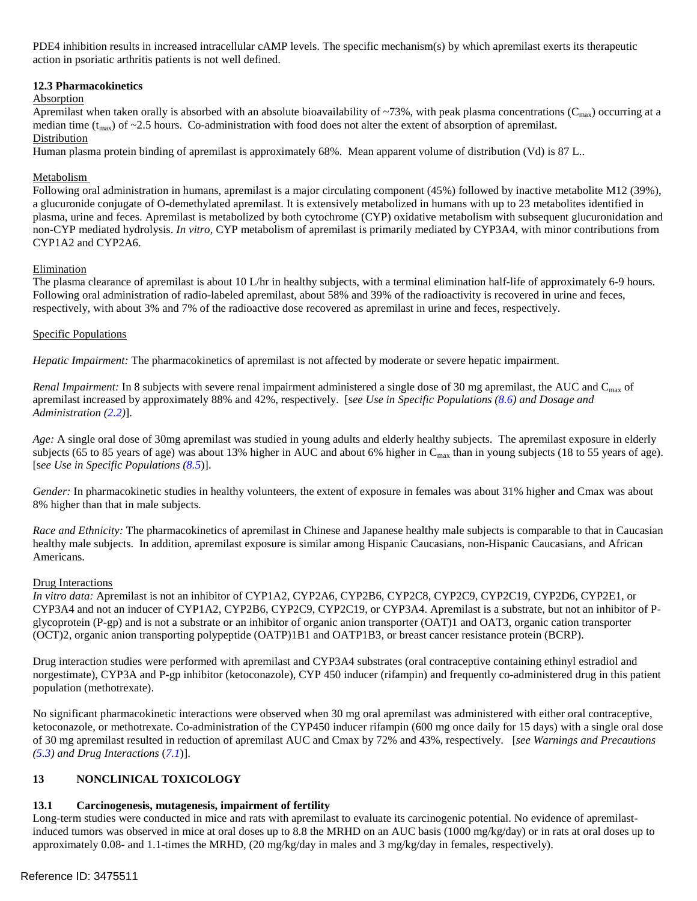PDE4 inhibition results in increased intracellular cAMP levels. The specific mechanism(s) by which apremilast exerts its therapeutic action in psoriatic arthritis patients is not well defined.

### 12.3 Pharmacokinetics

Absorption

Apremilast when taken orally is absorbed with an absolute bioavailability of ~73%, with peak plasma concentrations ($C_{max}$) occurring at a median time ($t_{max}$) of ~2.5 hours. Co-administration with food does not alter the extent of absorption of apremilast.

Distribution

Human plasma protein binding of apremilast is approximately 68%. Mean apparent volume of distribution (Vd) is 87 L..

Metabolism

Following oral administration in humans, apremilast is a major circulating component (45%) followed by inactive metabolite M12 (39%), a glucuronide conjugate of O-demethylated apremilast. It is extensively metabolized in humans with up to 23 metabolites identified in plasma, urine and feces. Apremilast is metabolized by both cytochrome (CYP) oxidative metabolism with subsequent glucuronidation and non-CYP mediated hydrolysis. *In vitro*, CYP metabolism of apremilast is primarily mediated by CYP3A4, with minor contributions from CYP1A2 and CYP2A6.

Elimination

The plasma clearance of apremilast is about 10 L/hr in healthy subjects, with a terminal elimination half-life of approximately 6-9 hours. Following oral administration of radio-labeled apremilast, about 58% and 39% of the radioactivity is recovered in urine and feces, respectively, with about 3% and 7% of the radioactive dose recovered as apremilast in urine and feces, respectively.

Specific Populations

*Hepatic Impairment:* The pharmacokinetics of apremilast is not affected by moderate or severe hepatic impairment.

*Renal Impairment:* In 8 subjects with severe renal impairment administered a single dose of 30 mg apremilast, the AUC and $C_{max}$ of apremilast increased by approximately 88% and 42%, respectively. [*see Use in Specific Populations (8.6) and Dosage and Administration (2.2)*].

*Age:* A single oral dose of 30mg apremilast was studied in young adults and elderly healthy subjects. The apremilast exposure in elderly subjects (65 to 85 years of age) was about 13% higher in AUC and about 6% higher in $C_{max}$ than in young subjects (18 to 55 years of age). [*see Use in Specific Populations (8.5)*].

*Gender:* In pharmacokinetic studies in healthy volunteers, the extent of exposure in females was about 31% higher and Cmax was about 8% higher than that in male subjects.

*Race and Ethnicity:* The pharmacokinetics of apremilast in Chinese and Japanese healthy male subjects is comparable to that in Caucasian healthy male subjects. In addition, apremilast exposure is similar among Hispanic Caucasians, non-Hispanic Caucasians, and African Americans.

Drug Interactions

*In vitro data:* Apremilast is not an inhibitor of CYP1A2, CYP2A6, CYP2B6, CYP2C8, CYP2C9, CYP2C19, CYP2D6, CYP2E1, or CYP3A4 and not an inducer of CYP1A2, CYP2B6, CYP2C9, CYP2C19, or CYP3A4. Apremilast is a substrate, but not an inhibitor of P-glycoprotein (P-gp) and is not a substrate or an inhibitor of organic anion transporter (OAT)1 and OAT3, organic cation transporter (OCT)2, organic anion transporting polypeptide (OATP)1B1 and OATP1B3, or breast cancer resistance protein (BCRP).

Drug interaction studies were performed with apremilast and CYP3A4 substrates (oral contraceptive containing ethinyl estradiol and norgestimate), CYP3A and P-gp inhibitor (ketoconazole), CYP 450 inducer (rifampin) and frequently co-administered drug in this patient population (methotrexate).

No significant pharmacokinetic interactions were observed when 30 mg oral apremilast was administered with either oral contraceptive, ketoconazole, or methotrexate. Co-administration of the CYP450 inducer rifampin (600 mg once daily for 15 days) with a single oral dose of 30 mg apremilast resulted in reduction of apremilast AUC and Cmax by 72% and 43%, respectively. [*see Warnings and Precautions (5.3) and Drug Interactions (7.1)*].

## 13 NONCLINICAL TOXICOLOGY

### 13.1 Carcinogenesis, mutagenesis, impairment of fertility

Long-term studies were conducted in mice and rats with apremilast to evaluate its carcinogenic potential. No evidence of apremilast-induced tumors was observed in mice at oral doses up to 8.8 the MRHD on an AUC basis (1000 mg/kg/day) or in rats at oral doses up to approximately 0.08- and 1.1-times the MRHD, (20 mg/kg/day in males and 3 mg/kg/day in females, respectively).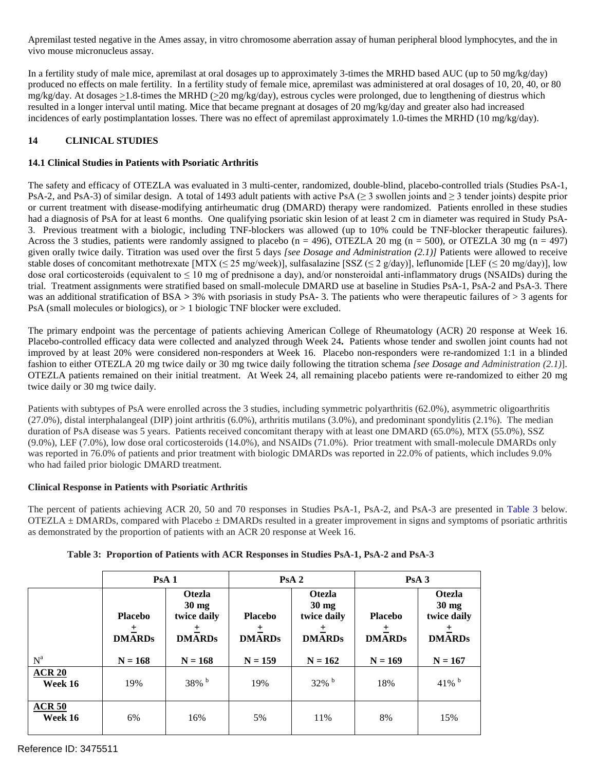Apremilast tested negative in the Ames assay, in vitro chromosome aberration assay of human peripheral blood lymphocytes, and the in vivo mouse micronucleus assay.

In a fertility study of male mice, apremilast at oral dosages up to approximately 3-times the MRHD based AUC (up to 50 mg/kg/day) produced no effects on male fertility. In a fertility study of female mice, apremilast was administered at oral dosages of 10, 20, 40, or 80 mg/kg/day. At dosages ≥1.8-times the MRHD (≥20 mg/kg/day), estrous cycles were prolonged, due to lengthening of diestrus which resulted in a longer interval until mating. Mice that became pregnant at dosages of 20 mg/kg/day and greater also had increased incidences of early postimplantation losses. There was no effect of apremilast approximately 1.0-times the MRHD (10 mg/kg/day).

## 14 CLINICAL STUDIES

### 14.1 Clinical Studies in Patients with Psoriatic Arthritis

The safety and efficacy of OTEZLA was evaluated in 3 multi-center, randomized, double-blind, placebo-controlled trials (Studies PsA-1, PsA-2, and PsA-3) of similar design. A total of 1493 adult patients with active PsA (≥ 3 swollen joints and ≥ 3 tender joints) despite prior or current treatment with disease-modifying antirheumatic drug (DMARD) therapy were randomized. Patients enrolled in these studies had a diagnosis of PsA for at least 6 months. One qualifying psoriatic skin lesion of at least 2 cm in diameter was required in Study PsA-3. Previous treatment with a biologic, including TNF-blockers was allowed (up to 10% could be TNF-blocker therapeutic failures). Across the 3 studies, patients were randomly assigned to placebo (n = 496), OTEZLA 20 mg (n = 500), or OTEZLA 30 mg (n = 497) given orally twice daily. Titration was used over the first 5 days *[see Dosage and Administration (2.1)]* Patients were allowed to receive stable doses of concomitant methotrexate [MTX (≤ 25 mg/week)], sulfasalazine [SSZ (≤ 2 g/day)], leflunomide [LEF (≤ 20 mg/day)], low dose oral corticosteroids (equivalent to ≤ 10 mg of prednisone a day), and/or nonsteroidal anti-inflammatory drugs (NSAIDs) during the trial. Treatment assignments were stratified based on small-molecule DMARD use at baseline in Studies PsA-1, PsA-2 and PsA-3. There was an additional stratification of BSA > 3% with psoriasis in study PsA- 3. The patients who were therapeutic failures of > 3 agents for PsA (small molecules or biologics), or > 1 biologic TNF blocker were excluded.

The primary endpoint was the percentage of patients achieving American College of Rheumatology (ACR) 20 response at Week 16. Placebo-controlled efficacy data were collected and analyzed through Week 24**.** Patients whose tender and swollen joint counts had not improved by at least 20% were considered non-responders at Week 16. Placebo non-responders were re-randomized 1:1 in a blinded fashion to either OTEZLA 20 mg twice daily or 30 mg twice daily following the titration schema *[see Dosage and Administration (2.1)*]. OTEZLA patients remained on their initial treatment. At Week 24, all remaining placebo patients were re-randomized to either 20 mg twice daily or 30 mg twice daily.

Patients with subtypes of PsA were enrolled across the 3 studies, including symmetric polyarthritis (62.0%), asymmetric oligoarthritis (27.0%), distal interphalangeal (DIP) joint arthritis (6.0%), arthritis mutilans (3.0%), and predominant spondylitis (2.1%). The median duration of PsA disease was 5 years. Patients received concomitant therapy with at least one DMARD (65.0%), MTX (55.0%), SSZ (9.0%), LEF (7.0%), low dose oral corticosteroids (14.0%), and NSAIDs (71.0%). Prior treatment with small-molecule DMARDs only was reported in 76.0% of patients and prior treatment with biologic DMARDs was reported in 22.0% of patients, which includes 9.0% who had failed prior biologic DMARD treatment.

**Clinical Response in Patients with Psoriatic Arthritis**

The percent of patients achieving ACR 20, 50 and 70 responses in Studies PsA-1, PsA-2, and PsA-3 are presented in Table 3 below. OTEZLA ± DMARDs, compared with Placebo ± DMARDs resulted in a greater improvement in signs and symptoms of psoriatic arthritis as demonstrated by the proportion of patients with an ACR 20 response at Week 16.

**Table 3: Proportion of Patients with ACR Responses in Studies PsA-1, PsA-2 and PsA-3**

| | PsA 1 | | PsA 2 | | PsA 3 | |
|---|---|---|---|---|---|---|
| | Placebo ± DMARDs | Otezla 30 mg twice daily ± DMARDs | Placebo ± DMARDs | Otezla 30 mg twice daily ± DMARDs | Placebo ± DMARDs | Otezla 30 mg twice daily ± DMARDs |
| N[a] | N = 168 | N = 168 | N = 159 | N = 162 | N = 169 | N = 167 |
| **ACR 20** Week 16 | 19% | 38% [b] | 19% | 32% [b] | 18% | 41% [b] |
| **ACR 50** Week 16 | 6% | 16% | 5% | 11% | 8% | 15% |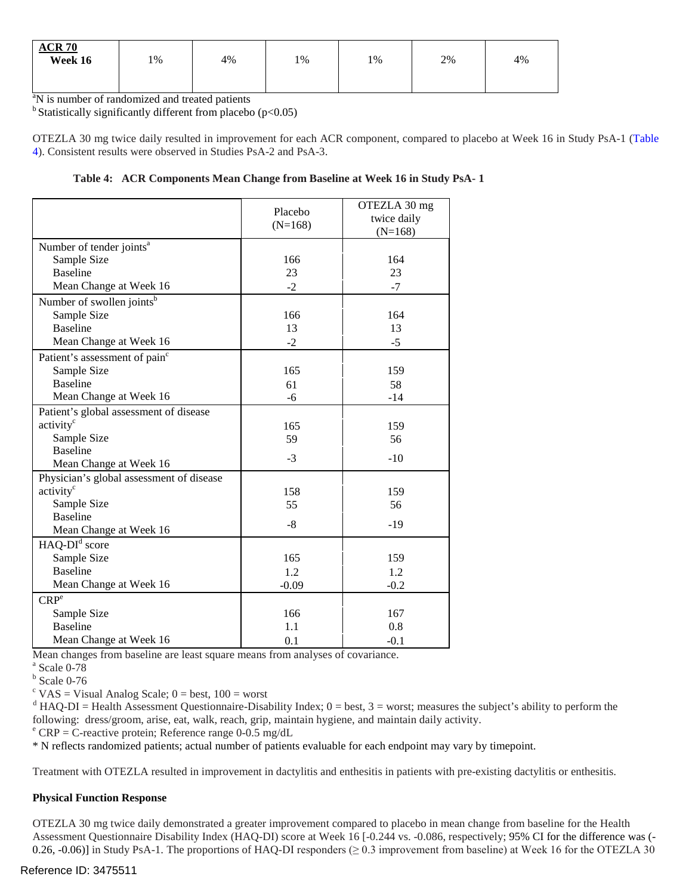| **ACR 70** Week 16 | 1% | 4% | 1% | 1% | 2% | 4% |
|---|---|---|---|---|---|---|

[a]N is number of randomized and treated patients

[b] Statistically significantly different from placebo ($p<0.05$)

OTEZLA 30 mg twice daily resulted in improvement for each ACR component, compared to placebo at Week 16 in Study PsA-1 (Table 4). Consistent results were observed in Studies PsA-2 and PsA-3.

**Table 4: ACR Components Mean Change from Baseline at Week 16 in Study PsA- 1**

| | Placebo (N=168) | OTEZLA 30 mg twice daily (N=168) |
|---|---|---|
| Number of tender joints[a] | | |
| Sample Size | 166 | 164 |
| Baseline | 23 | 23 |
| Mean Change at Week 16 | -2 | -7 |
| Number of swollen joints[b] | | |
| Sample Size | 166 | 164 |
| Baseline | 13 | 13 |
| Mean Change at Week 16 | -2 | -5 |
| Patient's assessment of pain[c] | | |
| Sample Size | 165 | 159 |
| Baseline | 61 | 58 |
| Mean Change at Week 16 | -6 | -14 |
| Patient's global assessment of disease activity[c] | | |
| Sample Size | 165 | 159 |
| Baseline | 59 | 56 |
| Mean Change at Week 16 | -3 | -10 |
| Physician's global assessment of disease activity[c] | | |
| Sample Size | 158 | 159 |
| Baseline | 55 | 56 |
| Mean Change at Week 16 | -8 | -19 |
| HAQ-DI[d] score | | |
| Sample Size | 165 | 159 |
| Baseline | 1.2 | 1.2 |
| Mean Change at Week 16 | -0.09 | -0.2 |
| CRP[e] | | |
| Sample Size | 166 | 167 |
| Baseline | 1.1 | 0.8 |
| Mean Change at Week 16 | 0.1 | -0.1 |

Mean changes from baseline are least square means from analyses of covariance.

[a] Scale 0-78

[b] Scale 0-76

[c] VAS = Visual Analog Scale; 0 = best, 100 = worst

[d] HAQ-DI = Health Assessment Questionnaire-Disability Index; 0 = best, 3 = worst; measures the subject's ability to perform the following: dress/groom, arise, eat, walk, reach, grip, maintain hygiene, and maintain daily activity.

[e] CRP = C-reactive protein; Reference range 0-0.5 mg/dL

* N reflects randomized patients; actual number of patients evaluable for each endpoint may vary by timepoint.

Treatment with OTEZLA resulted in improvement in dactylitis and enthesitis in patients with pre-existing dactylitis or enthesitis.

**Physical Function Response**

OTEZLA 30 mg twice daily demonstrated a greater improvement compared to placebo in mean change from baseline for the Health Assessment Questionnaire Disability Index (HAQ-DI) score at Week 16 [-0.244 vs. -0.086, respectively; 95% CI for the difference was (-0.26, -0.06)] in Study PsA-1. The proportions of HAQ-DI responders (≥ 0.3 improvement from baseline) at Week 16 for the OTEZLA 30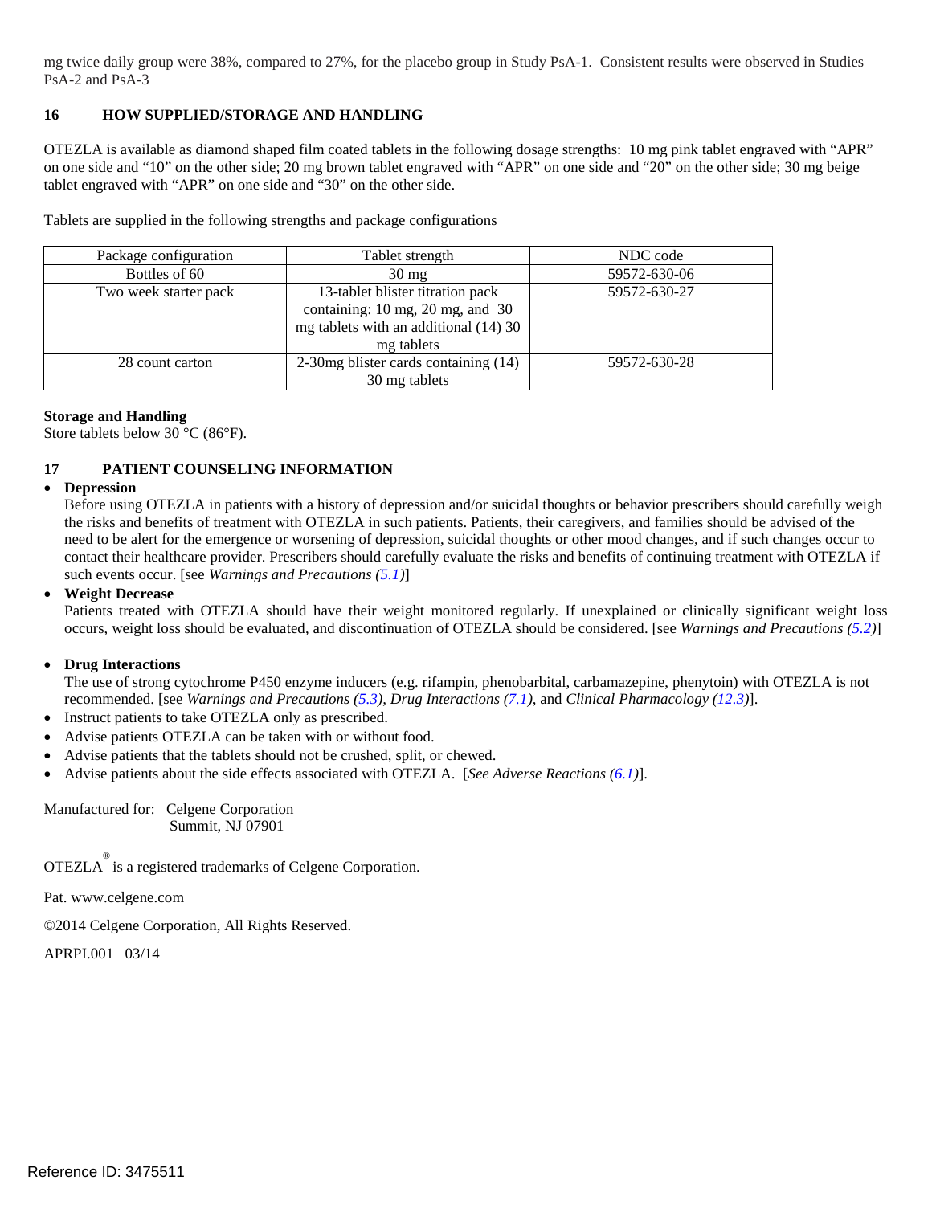mg twice daily group were 38%, compared to 27%, for the placebo group in Study PsA-1. Consistent results were observed in Studies PsA-2 and PsA-3

## 16 HOW SUPPLIED/STORAGE AND HANDLING

OTEZLA is available as diamond shaped film coated tablets in the following dosage strengths: 10 mg pink tablet engraved with "APR" on one side and "10" on the other side; 20 mg brown tablet engraved with "APR" on one side and "20" on the other side; 30 mg beige tablet engraved with "APR" on one side and "30" on the other side.

Tablets are supplied in the following strengths and package configurations

| Package configuration | Tablet strength | NDC code |
|---|---|---|
| Bottles of 60 | 30 mg | 59572-630-06 |
| Two week starter pack | 13-tablet blister titration pack containing: 10 mg, 20 mg, and 30 mg tablets with an additional (14) 30 mg tablets | 59572-630-27 |
| 28 count carton | 2-30mg blister cards containing (14) 30 mg tablets | 59572-630-28 |

**Storage and Handling**
Store tablets below 30 °C (86°F).

## 17 PATIENT COUNSELING INFORMATION

- **Depression**
  Before using OTEZLA in patients with a history of depression and/or suicidal thoughts or behavior prescribers should carefully weigh the risks and benefits of treatment with OTEZLA in such patients. Patients, their caregivers, and families should be advised of the need to be alert for the emergence or worsening of depression, suicidal thoughts or other mood changes, and if such changes occur to contact their healthcare provider. Prescribers should carefully evaluate the risks and benefits of continuing treatment with OTEZLA if such events occur. [see *Warnings and Precautions (5.1)*]
- **Weight Decrease**
  Patients treated with OTEZLA should have their weight monitored regularly. If unexplained or clinically significant weight loss occurs, weight loss should be evaluated, and discontinuation of OTEZLA should be considered. [see *Warnings and Precautions (5.2)*]
- **Drug Interactions**
  The use of strong cytochrome P450 enzyme inducers (e.g. rifampin, phenobarbital, carbamazepine, phenytoin) with OTEZLA is not recommended. [see *Warnings and Precautions (5.3), Drug Interactions (7.1),* and *Clinical Pharmacology (12.3)*].
- Instruct patients to take OTEZLA only as prescribed.
- Advise patients OTEZLA can be taken with or without food.
- Advise patients that the tablets should not be crushed, split, or chewed.
- Advise patients about the side effects associated with OTEZLA. [*See Adverse Reactions (6.1)*].

Manufactured for: Celgene Corporation
Summit, NJ 07901

OTEZLA® is a registered trademarks of Celgene Corporation.

Pat. www.celgene.com

©2014 Celgene Corporation, All Rights Reserved.

APRPI.001 03/14

Reference ID: 3475511